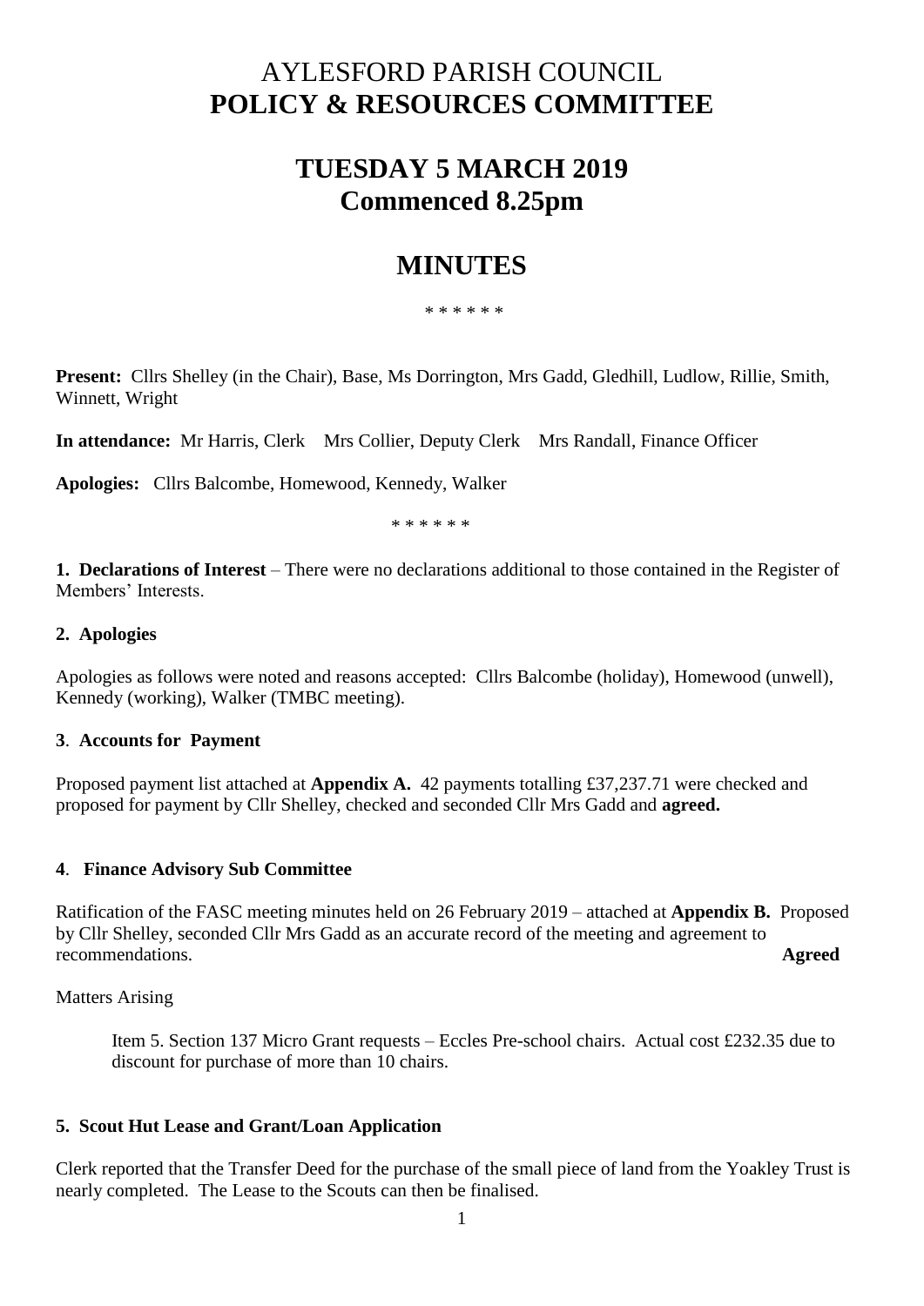# AYLESFORD PARISH COUNCIL
# POLICY & RESOURCES COMMITTEE

## TUESDAY 5 MARCH 2019
## Commenced 8.25pm

## MINUTES

\* \* \* \* \* \*

**Present:** Cllrs Shelley (in the Chair), Base, Ms Dorrington, Mrs Gadd, Gledhill, Ludlow, Rillie, Smith, Winnett, Wright

**In attendance:** Mr Harris, Clerk  Mrs Collier, Deputy Clerk  Mrs Randall, Finance Officer

**Apologies:** Cllrs Balcombe, Homewood, Kennedy, Walker

\* \* \* \* \* \*

**1. Declarations of Interest** – There were no declarations additional to those contained in the Register of Members' Interests.

**2. Apologies**

Apologies as follows were noted and reasons accepted: Cllrs Balcombe (holiday), Homewood (unwell), Kennedy (working), Walker (TMBC meeting).

**3. Accounts for Payment**

Proposed payment list attached at **Appendix A.** 42 payments totalling £37,237.71 were checked and proposed for payment by Cllr Shelley, checked and seconded Cllr Mrs Gadd and **agreed.**

**4. Finance Advisory Sub Committee**

Ratification of the FASC meeting minutes held on 26 February 2019 – attached at **Appendix B.** Proposed by Cllr Shelley, seconded Cllr Mrs Gadd as an accurate record of the meeting and agreement to recommendations. **Agreed**

Matters Arising

> Item 5. Section 137 Micro Grant requests – Eccles Pre-school chairs. Actual cost £232.35 due to discount for purchase of more than 10 chairs.

**5. Scout Hut Lease and Grant/Loan Application**

Clerk reported that the Transfer Deed for the purchase of the small piece of land from the Yoakley Trust is nearly completed. The Lease to the Scouts can then be finalised.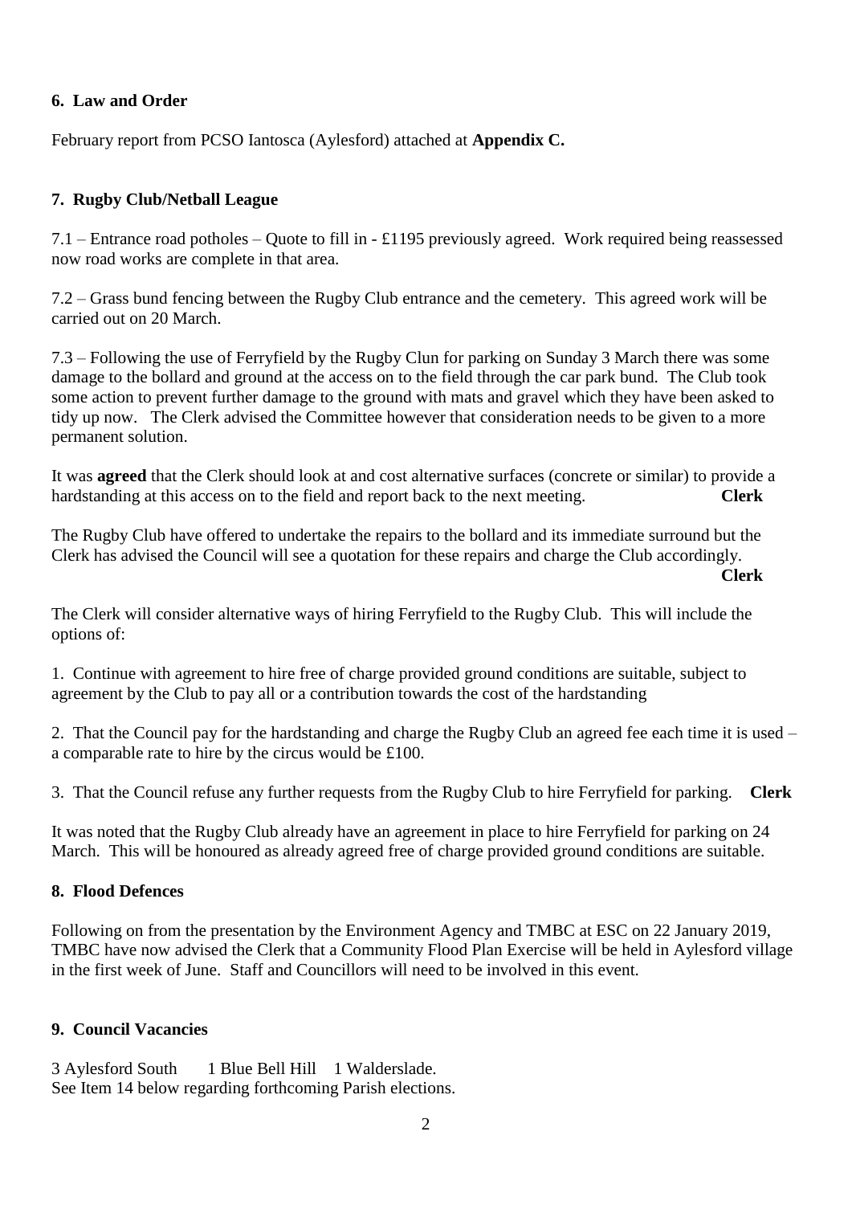**6. Law and Order**

February report from PCSO Iantosca (Aylesford) attached at **Appendix C.**

**7. Rugby Club/Netball League**

7.1 – Entrance road potholes – Quote to fill in - £1195 previously agreed. Work required being reassessed now road works are complete in that area.

7.2 – Grass bund fencing between the Rugby Club entrance and the cemetery. This agreed work will be carried out on 20 March.

7.3 – Following the use of Ferryfield by the Rugby Clun for parking on Sunday 3 March there was some damage to the bollard and ground at the access on to the field through the car park bund. The Club took some action to prevent further damage to the ground with mats and gravel which they have been asked to tidy up now. The Clerk advised the Committee however that consideration needs to be given to a more permanent solution.

It was **agreed** that the Clerk should look at and cost alternative surfaces (concrete or similar) to provide a hardstanding at this access on to the field and report back to the next meeting. **Clerk**

The Rugby Club have offered to undertake the repairs to the bollard and its immediate surround but the Clerk has advised the Council will see a quotation for these repairs and charge the Club accordingly. **Clerk**

The Clerk will consider alternative ways of hiring Ferryfield to the Rugby Club. This will include the options of:

1. Continue with agreement to hire free of charge provided ground conditions are suitable, subject to agreement by the Club to pay all or a contribution towards the cost of the hardstanding

2. That the Council pay for the hardstanding and charge the Rugby Club an agreed fee each time it is used – a comparable rate to hire by the circus would be £100.

3. That the Council refuse any further requests from the Rugby Club to hire Ferryfield for parking. **Clerk**

It was noted that the Rugby Club already have an agreement in place to hire Ferryfield for parking on 24 March. This will be honoured as already agreed free of charge provided ground conditions are suitable.

**8. Flood Defences**

Following on from the presentation by the Environment Agency and TMBC at ESC on 22 January 2019, TMBC have now advised the Clerk that a Community Flood Plan Exercise will be held in Aylesford village in the first week of June. Staff and Councillors will need to be involved in this event.

**9. Council Vacancies**

3 Aylesford South 1 Blue Bell Hill 1 Walderslade.
See Item 14 below regarding forthcoming Parish elections.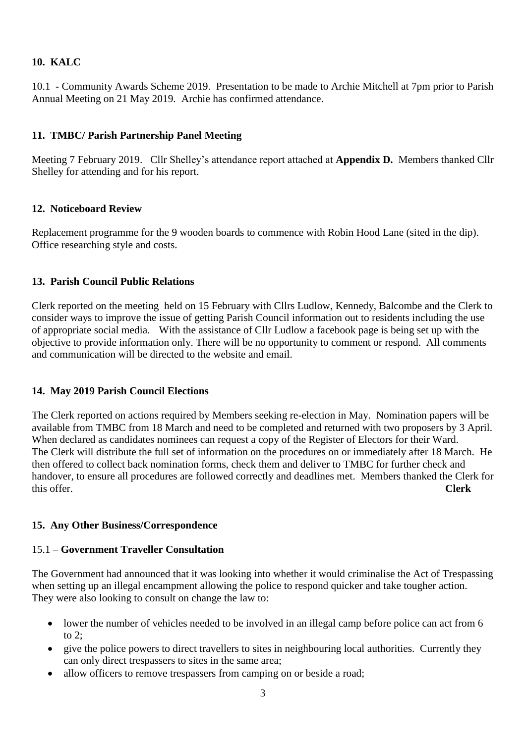## 10. KALC

10.1 - Community Awards Scheme 2019. Presentation to be made to Archie Mitchell at 7pm prior to Parish Annual Meeting on 21 May 2019. Archie has confirmed attendance.

## 11. TMBC/ Parish Partnership Panel Meeting

Meeting 7 February 2019. Cllr Shelley's attendance report attached at **Appendix D.** Members thanked Cllr Shelley for attending and for his report.

## 12. Noticeboard Review

Replacement programme for the 9 wooden boards to commence with Robin Hood Lane (sited in the dip). Office researching style and costs.

## 13. Parish Council Public Relations

Clerk reported on the meeting held on 15 February with Cllrs Ludlow, Kennedy, Balcombe and the Clerk to consider ways to improve the issue of getting Parish Council information out to residents including the use of appropriate social media. With the assistance of Cllr Ludlow a facebook page is being set up with the objective to provide information only. There will be no opportunity to comment or respond. All comments and communication will be directed to the website and email.

## 14. May 2019 Parish Council Elections

The Clerk reported on actions required by Members seeking re-election in May. Nomination papers will be available from TMBC from 18 March and need to be completed and returned with two proposers by 3 April. When declared as candidates nominees can request a copy of the Register of Electors for their Ward.
The Clerk will distribute the full set of information on the procedures on or immediately after 18 March. He then offered to collect back nomination forms, check them and deliver to TMBC for further check and handover, to ensure all procedures are followed correctly and deadlines met. Members thanked the Clerk for this offer. **Clerk**

## 15. Any Other Business/Correspondence

### 15.1 – **Government Traveller Consultation**

The Government had announced that it was looking into whether it would criminalise the Act of Trespassing when setting up an illegal encampment allowing the police to respond quicker and take tougher action. They were also looking to consult on change the law to:

- lower the number of vehicles needed to be involved in an illegal camp before police can act from 6 to 2;
- give the police powers to direct travellers to sites in neighbouring local authorities. Currently they can only direct trespassers to sites in the same area;
- allow officers to remove trespassers from camping on or beside a road;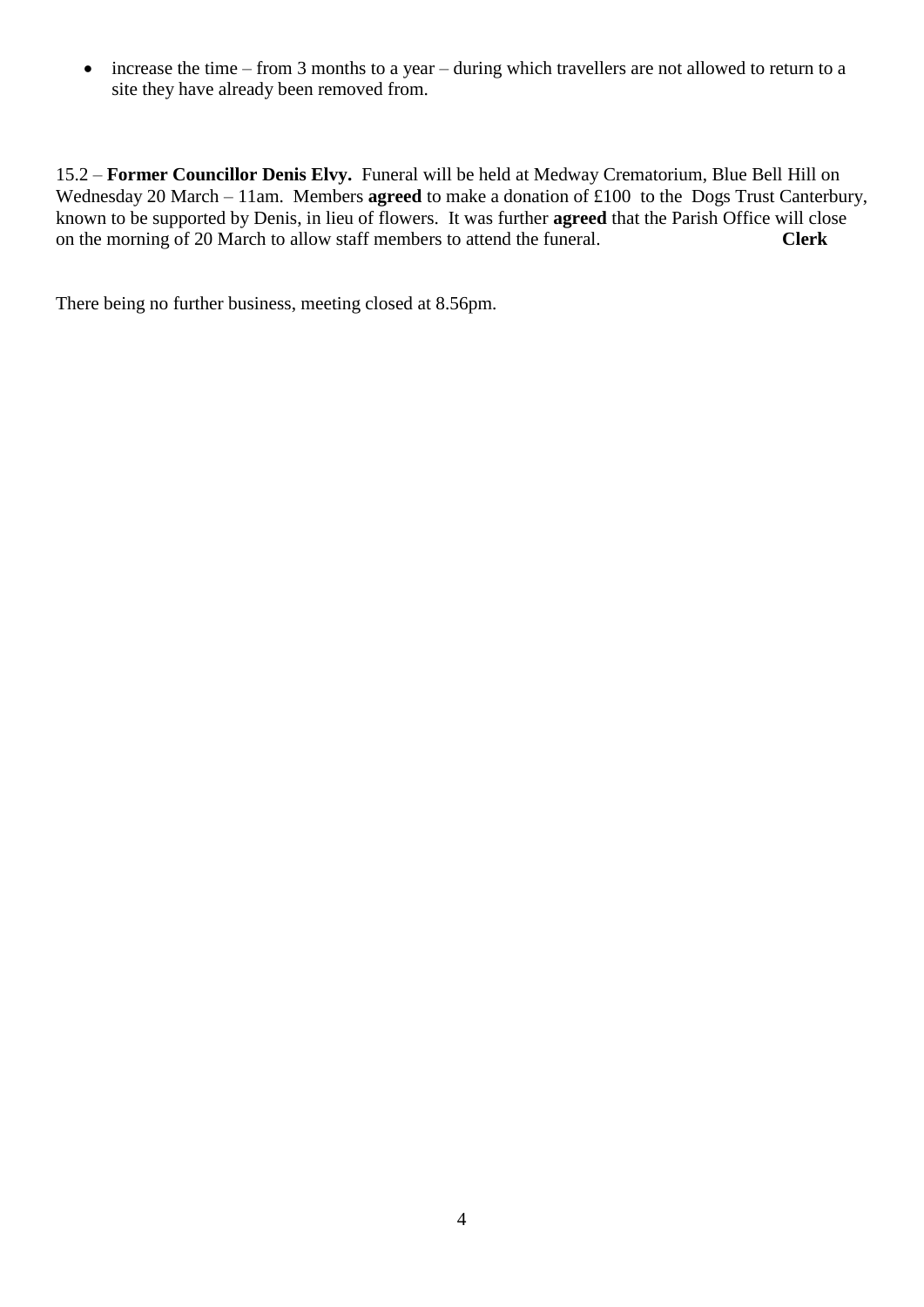- increase the time – from 3 months to a year – during which travellers are not allowed to return to a site they have already been removed from.

15.2 – **Former Councillor Denis Elvy.** Funeral will be held at Medway Crematorium, Blue Bell Hill on Wednesday 20 March – 11am. Members **agreed** to make a donation of £100 to the Dogs Trust Canterbury, known to be supported by Denis, in lieu of flowers. It was further **agreed** that the Parish Office will close on the morning of 20 March to allow staff members to attend the funeral. **Clerk**

There being no further business, meeting closed at 8.56pm.